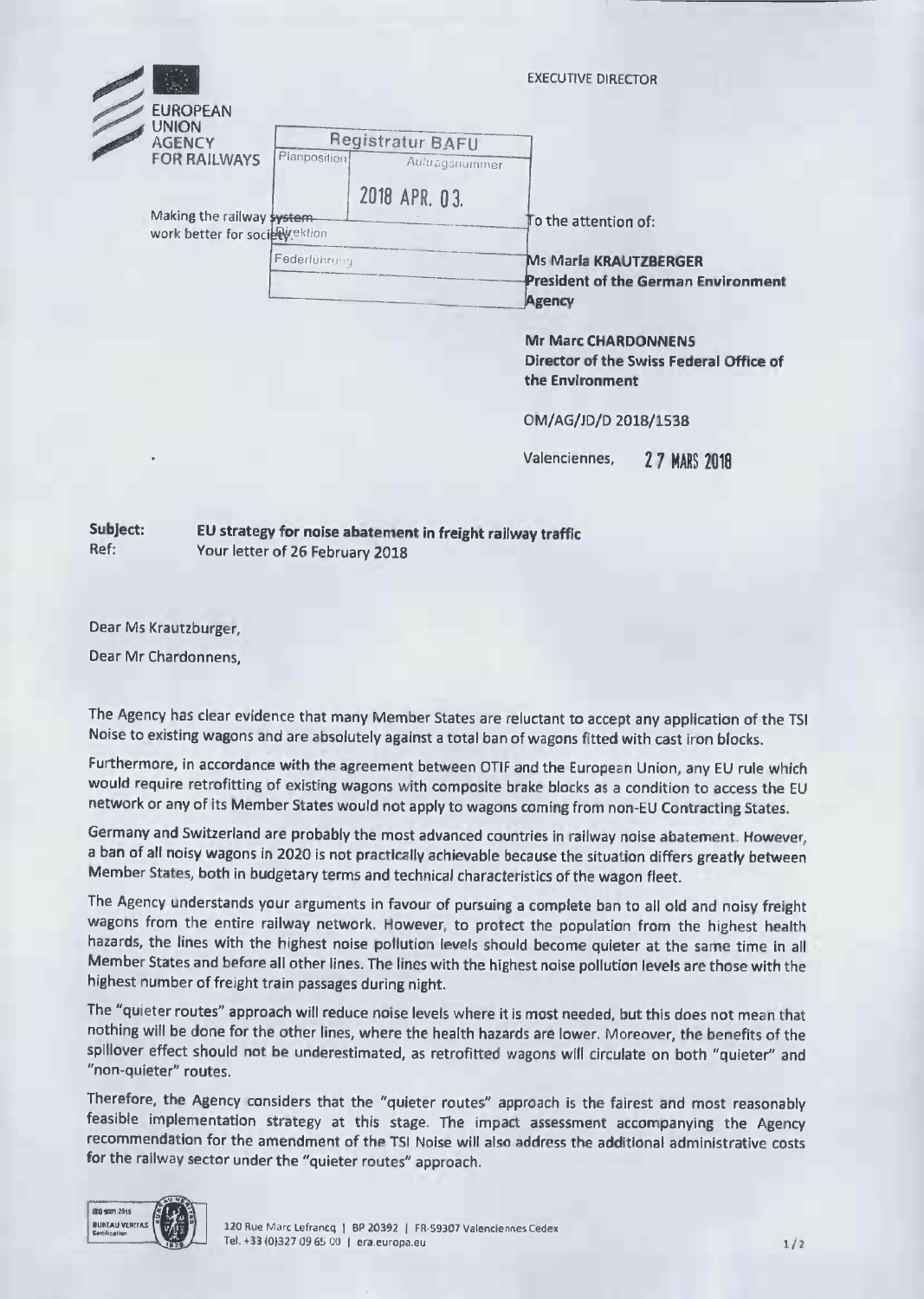EUROPEAN UNION AGENCY FOR RAILWAYS

Making the railway system work better for society

EXECUTIVE DIRECTOR

| Registratur BAFU | |
|---|---|
| Planposition | Auftragsnummer |
| | 2018 APR. 03. |
| Direktion | |
| Federführung | |

To the attention of:

**Ms Maria KRAUTZBERGER**
**President of the German Environment Agency**

**Mr Marc CHARDONNENS**
**Director of the Swiss Federal Office of the Environment**

OM/AG/JD/D 2018/1538

Valenciennes, 27 MARS 2018

**Subject:** **EU strategy for noise abatement in freight railway traffic**
**Ref:** Your letter of 26 February 2018

Dear Ms Krautzburger,

Dear Mr Chardonnens,

The Agency has clear evidence that many Member States are reluctant to accept any application of the TSI Noise to existing wagons and are absolutely against a total ban of wagons fitted with cast iron blocks.

Furthermore, in accordance with the agreement between OTIF and the European Union, any EU rule which would require retrofitting of existing wagons with composite brake blocks as a condition to access the EU network or any of its Member States would not apply to wagons coming from non-EU Contracting States.

Germany and Switzerland are probably the most advanced countries in railway noise abatement. However, a ban of all noisy wagons in 2020 is not practically achievable because the situation differs greatly between Member States, both in budgetary terms and technical characteristics of the wagon fleet.

The Agency understands your arguments in favour of pursuing a complete ban to all old and noisy freight wagons from the entire railway network. However, to protect the population from the highest health hazards, the lines with the highest noise pollution levels should become quieter at the same time in all Member States and before all other lines. The lines with the highest noise pollution levels are those with the highest number of freight train passages during night.

The "quieter routes" approach will reduce noise levels where it is most needed, but this does not mean that nothing will be done for the other lines, where the health hazards are lower. Moreover, the benefits of the spillover effect should not be underestimated, as retrofitted wagons will circulate on both "quieter" and "non-quieter" routes.

Therefore, the Agency considers that the "quieter routes" approach is the fairest and most reasonably feasible implementation strategy at this stage. The impact assessment accompanying the Agency recommendation for the amendment of the TSI Noise will also address the additional administrative costs for the railway sector under the "quieter routes" approach.

120 Rue Marc Lefrancq | BP 20392 | FR-59307 Valenciennes Cedex
Tel. +33 (0)327 09 65 00 | era.europa.eu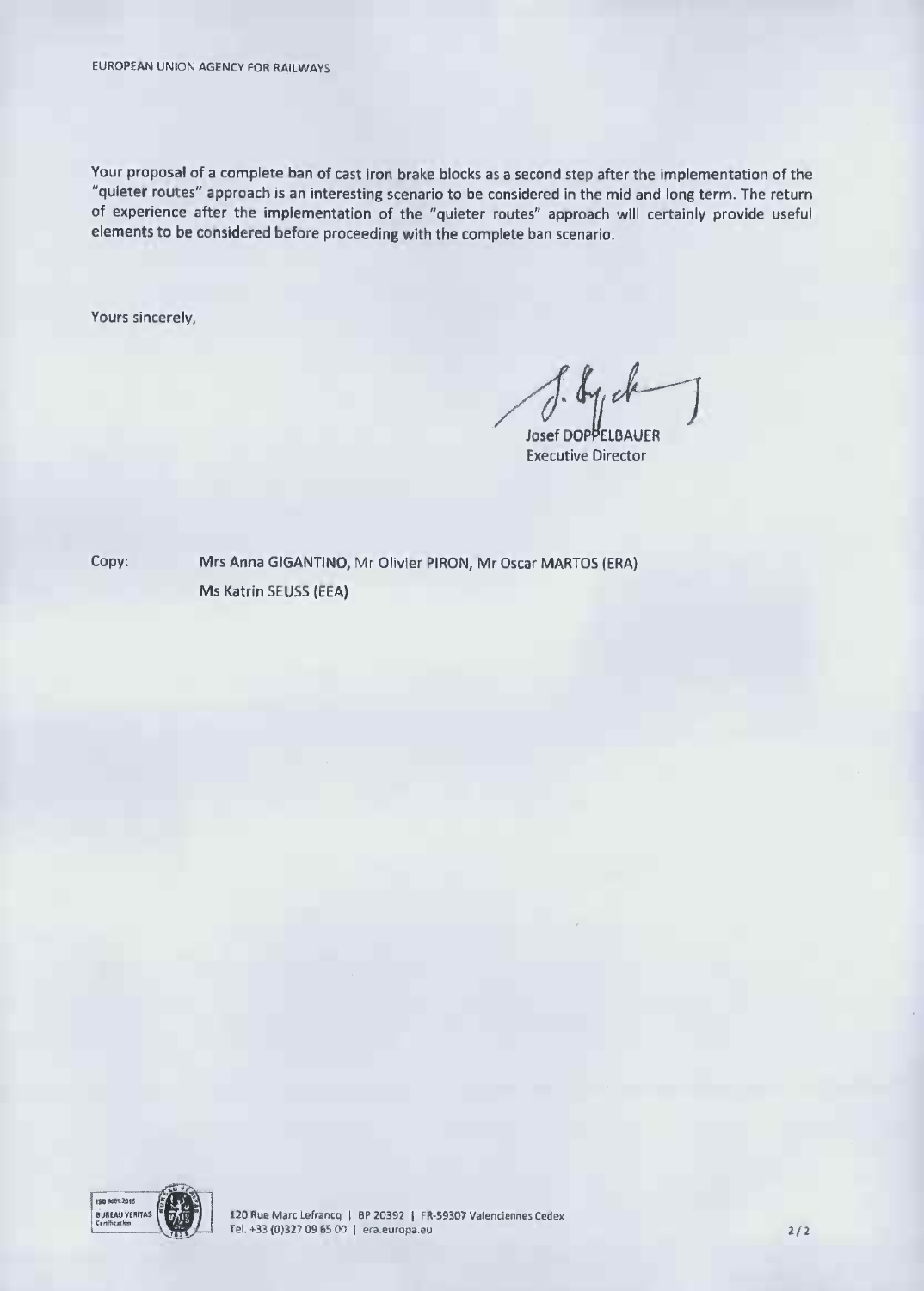Your proposal of a complete ban of cast iron brake blocks as a second step after the implementation of the "quieter routes" approach is an interesting scenario to be considered in the mid and long term. The return of experience after the implementation of the "quieter routes" approach will certainly provide useful elements to be considered before proceeding with the complete ban scenario.

Yours sincerely,

Josef DOPPELBAUER
Executive Director

Copy: Mrs Anna GIGANTINO, Mr Olivier PIRON, Mr Oscar MARTOS (ERA)
Ms Katrin SEUSS (EEA)

120 Rue Marc Lefrancq | BP 20392 | FR-59307 Valenciennes Cedex
Tel. +33 (0)327 09 65 00 | era.europa.eu